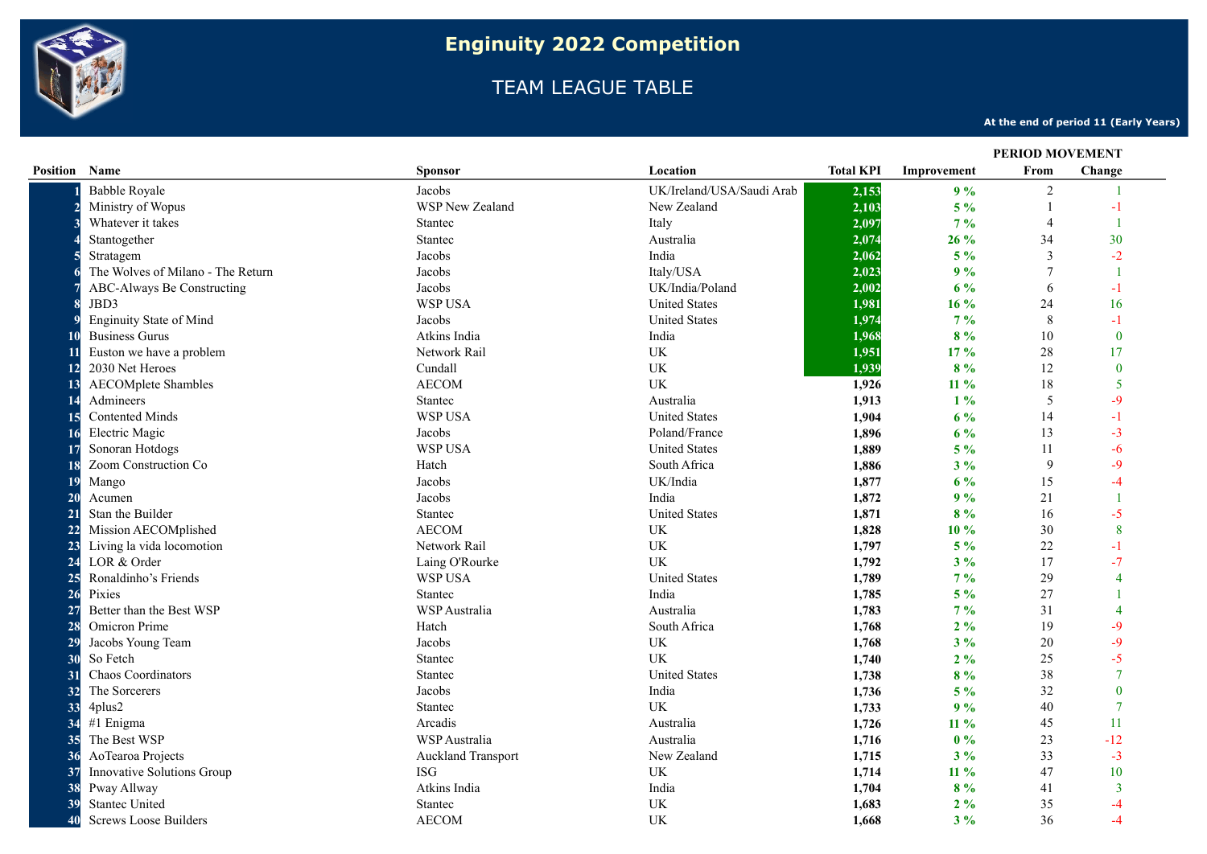# Enginuity 2022 Competition

## TEAM LEAGUE TABLE

**At the end of period 11 (Early Years)**

| Position | Name | Sponsor | Location | Total KPI | Improvement | PERIOD MOVEMENT From | Change |
|---|---|---|---|---|---|---|---|
| 1 | Babble Royale | Jacobs | UK/Ireland/USA/Saudi Arab | 2,153 | 9 % | 2 | 1 |
| 2 | Ministry of Wopus | WSP New Zealand | New Zealand | 2,103 | 5 % | 1 | -1 |
| 3 | Whatever it takes | Stantec | Italy | 2,097 | 7 % | 4 | 1 |
| 4 | Stantogether | Stantec | Australia | 2,074 | 26 % | 34 | 30 |
| 5 | Stratagem | Jacobs | India | 2,062 | 5 % | 3 | -2 |
| 6 | The Wolves of Milano - The Return | Jacobs | Italy/USA | 2,023 | 9 % | 7 | 1 |
| 7 | ABC-Always Be Constructing | Jacobs | UK/India/Poland | 2,002 | 6 % | 6 | -1 |
| 8 | JBD3 | WSP USA | United States | 1,981 | 16 % | 24 | 16 |
| 9 | Enginuity State of Mind | Jacobs | United States | 1,974 | 7 % | 8 | -1 |
| 10 | Business Gurus | Atkins India | India | 1,968 | 8 % | 10 | 0 |
| 11 | Euston we have a problem | Network Rail | UK | 1,951 | 17 % | 28 | 17 |
| 12 | 2030 Net Heroes | Cundall | UK | 1,939 | 8 % | 12 | 0 |
| 13 | AECOMplete Shambles | AECOM | UK | 1,926 | 11 % | 18 | 5 |
| 14 | Admineers | Stantec | Australia | 1,913 | 1 % | 5 | -9 |
| 15 | Contented Minds | WSP USA | United States | 1,904 | 6 % | 14 | -1 |
| 16 | Electric Magic | Jacobs | Poland/France | 1,896 | 6 % | 13 | -3 |
| 17 | Sonoran Hotdogs | WSP USA | United States | 1,889 | 5 % | 11 | -6 |
| 18 | Zoom Construction Co | Hatch | South Africa | 1,886 | 3 % | 9 | -9 |
| 19 | Mango | Jacobs | UK/India | 1,877 | 6 % | 15 | -4 |
| 20 | Acumen | Jacobs | India | 1,872 | 9 % | 21 | 1 |
| 21 | Stan the Builder | Stantec | United States | 1,871 | 8 % | 16 | -5 |
| 22 | Mission AECOMplished | AECOM | UK | 1,828 | 10 % | 30 | 8 |
| 23 | Living la vida locomotion | Network Rail | UK | 1,797 | 5 % | 22 | -1 |
| 24 | LOR & Order | Laing O'Rourke | UK | 1,792 | 3 % | 17 | -7 |
| 25 | Ronaldinho’s Friends | WSP USA | United States | 1,789 | 7 % | 29 | 4 |
| 26 | Pixies | Stantec | India | 1,785 | 5 % | 27 | 1 |
| 27 | Better than the Best WSP | WSP Australia | Australia | 1,783 | 7 % | 31 | 4 |
| 28 | Omicron Prime | Hatch | South Africa | 1,768 | 2 % | 19 | -9 |
| 29 | Jacobs Young Team | Jacobs | UK | 1,768 | 3 % | 20 | -9 |
| 30 | So Fetch | Stantec | UK | 1,740 | 2 % | 25 | -5 |
| 31 | Chaos Coordinators | Stantec | United States | 1,738 | 8 % | 38 | 7 |
| 32 | The Sorcerers | Jacobs | India | 1,736 | 5 % | 32 | 0 |
| 33 | 4plus2 | Stantec | UK | 1,733 | 9 % | 40 | 7 |
| 34 | #1 Enigma | Arcadis | Australia | 1,726 | 11 % | 45 | 11 |
| 35 | The Best WSP | WSP Australia | Australia | 1,716 | 0 % | 23 | -12 |
| 36 | AoTearoa Projects | Auckland Transport | New Zealand | 1,715 | 3 % | 33 | -3 |
| 37 | Innovative Solutions Group | ISG | UK | 1,714 | 11 % | 47 | 10 |
| 38 | Pway Allway | Atkins India | India | 1,704 | 8 % | 41 | 3 |
| 39 | Stantec United | Stantec | UK | 1,683 | 2 % | 35 | -4 |
| 40 | Screws Loose Builders | AECOM | UK | 1,668 | 3 % | 36 | -4 |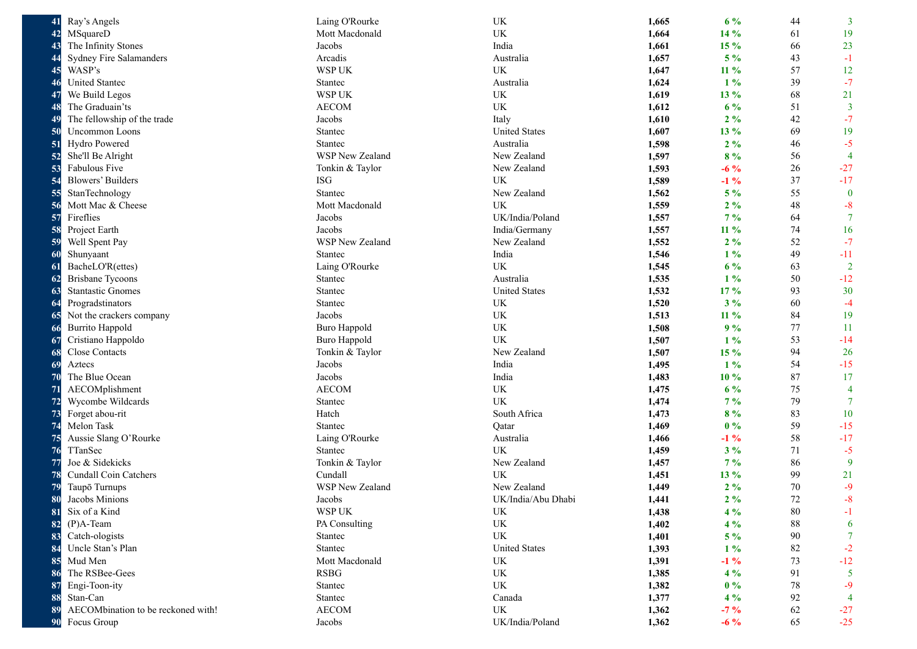| | | | | | | | |
|---|---|---|---|---|---|---|---|
| 41 | Ray’s Angels | Laing O'Rourke | UK | **1,665** | **6 %** | 44 | 3 |
| 42 | MSquareD | Mott Macdonald | UK | **1,664** | **14 %** | 61 | 19 |
| 43 | The Infinity Stones | Jacobs | India | **1,661** | **15 %** | 66 | 23 |
| 44 | Sydney Fire Salamanders | Arcadis | Australia | **1,657** | **5 %** | 43 | -1 |
| 45 | WASP’s | WSP UK | UK | **1,647** | **11 %** | 57 | 12 |
| 46 | United Stantec | Stantec | Australia | **1,624** | **1 %** | 39 | -7 |
| 47 | We Build Legos | WSP UK | UK | **1,619** | **13 %** | 68 | 21 |
| 48 | The Graduain’ts | AECOM | UK | **1,612** | **6 %** | 51 | 3 |
| 49 | The fellowship of the trade | Jacobs | Italy | **1,610** | **2 %** | 42 | -7 |
| 50 | Uncommon Loons | Stantec | United States | **1,607** | **13 %** | 69 | 19 |
| 51 | Hydro Powered | Stantec | Australia | **1,598** | **2 %** | 46 | -5 |
| 52 | She'll Be Alright | WSP New Zealand | New Zealand | **1,597** | **8 %** | 56 | 4 |
| 53 | Fabulous Five | Tonkin & Taylor | New Zealand | **1,593** | **-6 %** | 26 | -27 |
| 54 | Blowers’ Builders | ISG | UK | **1,589** | **-1 %** | 37 | -17 |
| 55 | StanTechnology | Stantec | New Zealand | **1,562** | **5 %** | 55 | 0 |
| 56 | Mott Mac & Cheese | Mott Macdonald | UK | **1,559** | **2 %** | 48 | -8 |
| 57 | Fireflies | Jacobs | UK/India/Poland | **1,557** | **7 %** | 64 | 7 |
| 58 | Project Earth | Jacobs | India/Germany | **1,557** | **11 %** | 74 | 16 |
| 59 | Well Spent Pay | WSP New Zealand | New Zealand | **1,552** | **2 %** | 52 | -7 |
| 60 | Shunyaant | Stantec | India | **1,546** | **1 %** | 49 | -11 |
| 61 | BacheLO'R(ettes) | Laing O'Rourke | UK | **1,545** | **6 %** | 63 | 2 |
| 62 | Brisbane Tycoons | Stantec | Australia | **1,535** | **1 %** | 50 | -12 |
| 63 | Stantastic Gnomes | Stantec | United States | **1,532** | **17 %** | 93 | 30 |
| 64 | Progradstinators | Stantec | UK | **1,520** | **3 %** | 60 | -4 |
| 65 | Not the crackers company | Jacobs | UK | **1,513** | **11 %** | 84 | 19 |
| 66 | Burrito Happold | Buro Happold | UK | **1,508** | **9 %** | 77 | 11 |
| 67 | Cristiano Happoldo | Buro Happold | UK | **1,507** | **1 %** | 53 | -14 |
| 68 | Close Contacts | Tonkin & Taylor | New Zealand | **1,507** | **15 %** | 94 | 26 |
| 69 | Aztecs | Jacobs | India | **1,495** | **1 %** | 54 | -15 |
| 70 | The Blue Ocean | Jacobs | India | **1,483** | **10 %** | 87 | 17 |
| 71 | AECOMplishment | AECOM | UK | **1,475** | **6 %** | 75 | 4 |
| 72 | Wycombe Wildcards | Stantec | UK | **1,474** | **7 %** | 79 | 7 |
| 73 | Forget abou-rit | Hatch | South Africa | **1,473** | **8 %** | 83 | 10 |
| 74 | Melon Task | Stantec | Qatar | **1,469** | **0 %** | 59 | -15 |
| 75 | Aussie Slang O’Rourke | Laing O'Rourke | Australia | **1,466** | **-1 %** | 58 | -17 |
| 76 | TTanSec | Stantec | UK | **1,459** | **3 %** | 71 | -5 |
| 77 | Joe & Sidekicks | Tonkin & Taylor | New Zealand | **1,457** | **7 %** | 86 | 9 |
| 78 | Cundall Coin Catchers | Cundall | UK | **1,451** | **13 %** | 99 | 21 |
| 79 | Taupō Turnups | WSP New Zealand | New Zealand | **1,449** | **2 %** | 70 | -9 |
| 80 | Jacobs Minions | Jacobs | UK/India/Abu Dhabi | **1,441** | **2 %** | 72 | -8 |
| 81 | Six of a Kind | WSP UK | UK | **1,438** | **4 %** | 80 | -1 |
| 82 | (P)A-Team | PA Consulting | UK | **1,402** | **4 %** | 88 | 6 |
| 83 | Catch-ologists | Stantec | UK | **1,401** | **5 %** | 90 | 7 |
| 84 | Uncle Stan’s Plan | Stantec | United States | **1,393** | **1 %** | 82 | -2 |
| 85 | Mud Men | Mott Macdonald | UK | **1,391** | **-1 %** | 73 | -12 |
| 86 | The RSBee-Gees | RSBG | UK | **1,385** | **4 %** | 91 | 5 |
| 87 | Engi-Toon-ity | Stantec | UK | **1,382** | **0 %** | 78 | -9 |
| 88 | Stan-Can | Stantec | Canada | **1,377** | **4 %** | 92 | 4 |
| 89 | AECOMbination to be reckoned with! | AECOM | UK | **1,362** | **-7 %** | 62 | -27 |
| 90 | Focus Group | Jacobs | UK/India/Poland | **1,362** | **-6 %** | 65 | -25 |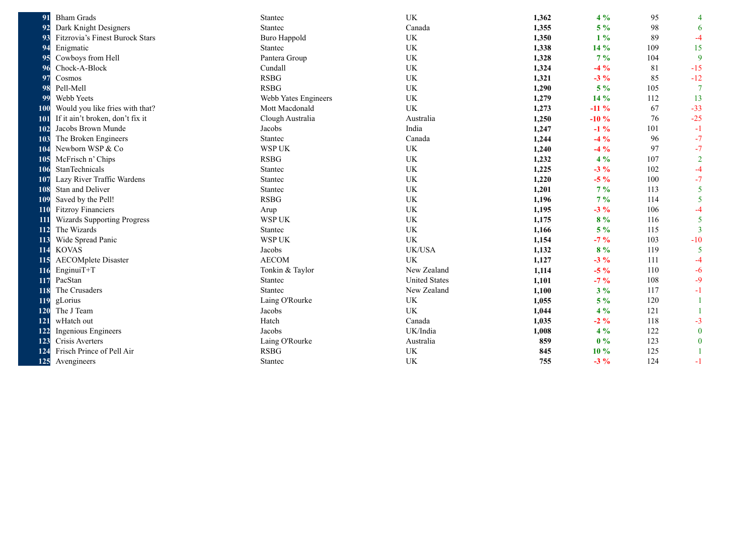| | | | | | | | |
|---|---|---|---|---|---|---|---|
| 91 | Bham Grads | Stantec | UK | **1,362** | **4 %** | 95 | 4 |
| 92 | Dark Knight Designers | Stantec | Canada | **1,355** | **5 %** | 98 | 6 |
| 93 | Fitzrovia's Finest Burock Stars | Buro Happold | UK | **1,350** | **1 %** | 89 | -4 |
| 94 | Enigmatic | Stantec | UK | **1,338** | **14 %** | 109 | 15 |
| 95 | Cowboys from Hell | Pantera Group | UK | **1,328** | **7 %** | 104 | 9 |
| 96 | Chock-A-Block | Cundall | UK | **1,324** | **-4 %** | 81 | -15 |
| 97 | Cosmos | RSBG | UK | **1,321** | **-3 %** | 85 | -12 |
| 98 | Pell-Mell | RSBG | UK | **1,290** | **5 %** | 105 | 7 |
| 99 | Webb Yeets | Webb Yates Engineers | UK | **1,279** | **14 %** | 112 | 13 |
| 100 | Would you like fries with that? | Mott Macdonald | UK | **1,273** | **-11 %** | 67 | -33 |
| 101 | If it ain't broken, don't fix it | Clough Australia | Australia | **1,250** | **-10 %** | 76 | -25 |
| 102 | Jacobs Brown Munde | Jacobs | India | **1,247** | **-1 %** | 101 | -1 |
| 103 | The Broken Engineers | Stantec | Canada | **1,244** | **-4 %** | 96 | -7 |
| 104 | Newborn WSP & Co | WSP UK | UK | **1,240** | **-4 %** | 97 | -7 |
| 105 | McFrisch n' Chips | RSBG | UK | **1,232** | **4 %** | 107 | 2 |
| 106 | StanTechnicals | Stantec | UK | **1,225** | **-3 %** | 102 | -4 |
| 107 | Lazy River Traffic Wardens | Stantec | UK | **1,220** | **-5 %** | 100 | -7 |
| 108 | Stan and Deliver | Stantec | UK | **1,201** | **7 %** | 113 | 5 |
| 109 | Saved by the Pell! | RSBG | UK | **1,196** | **7 %** | 114 | 5 |
| 110 | Fitzroy Financiers | Arup | UK | **1,195** | **-3 %** | 106 | -4 |
| 111 | Wizards Supporting Progress | WSP UK | UK | **1,175** | **8 %** | 116 | 5 |
| 112 | The Wizards | Stantec | UK | **1,166** | **5 %** | 115 | 3 |
| 113 | Wide Spread Panic | WSP UK | UK | **1,154** | **-7 %** | 103 | -10 |
| 114 | KOVAS | Jacobs | UK/USA | **1,132** | **8 %** | 119 | 5 |
| 115 | AECOMplete Disaster | AECOM | UK | **1,127** | **-3 %** | 111 | -4 |
| 116 | EnginuiT+T | Tonkin & Taylor | New Zealand | **1,114** | **-5 %** | 110 | -6 |
| 117 | PacStan | Stantec | United States | **1,101** | **-7 %** | 108 | -9 |
| 118 | The Crusaders | Stantec | New Zealand | **1,100** | **3 %** | 117 | -1 |
| 119 | gLorius | Laing O'Rourke | UK | **1,055** | **5 %** | 120 | 1 |
| 120 | The J Team | Jacobs | UK | **1,044** | **4 %** | 121 | 1 |
| 121 | wHatch out | Hatch | Canada | **1,035** | **-2 %** | 118 | -3 |
| 122 | Ingenious Engineers | Jacobs | UK/India | **1,008** | **4 %** | 122 | 0 |
| 123 | Crisis Averters | Laing O'Rourke | Australia | **859** | **0 %** | 123 | 0 |
| 124 | Frisch Prince of Pell Air | RSBG | UK | **845** | **10 %** | 125 | 1 |
| 125 | Avengineers | Stantec | UK | **755** | **-3 %** | 124 | -1 |